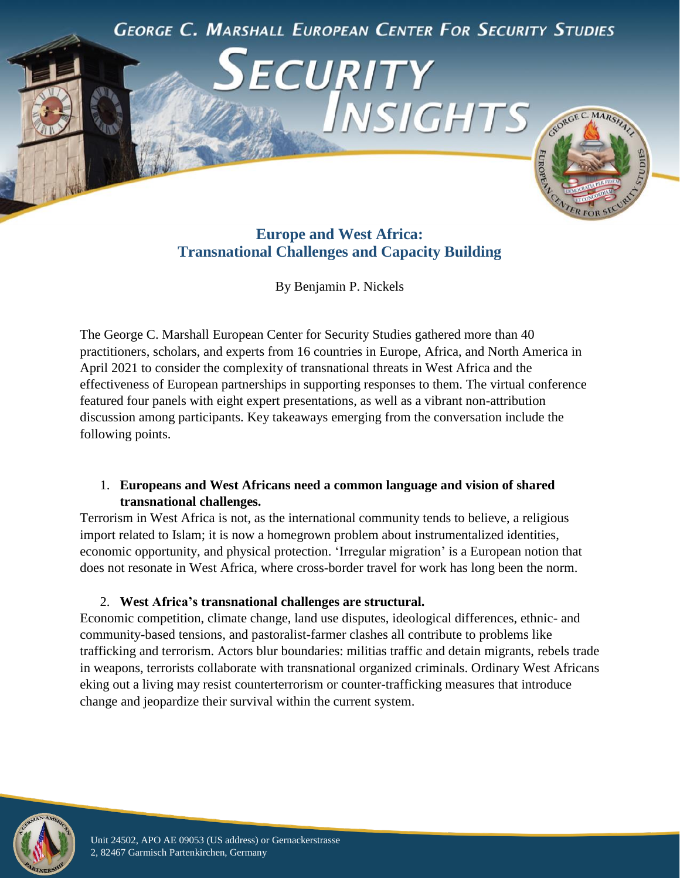GEORGE C. MARSHALL EUROPEAN CENTER FOR SECURITY STUDIES

SECURITY INSIGHTS

# Europe and West Africa: Transnational Challenges and Capacity Building

By Benjamin P. Nickels

The George C. Marshall European Center for Security Studies gathered more than 40 practitioners, scholars, and experts from 16 countries in Europe, Africa, and North America in April 2021 to consider the complexity of transnational threats in West Africa and the effectiveness of European partnerships in supporting responses to them. The virtual conference featured four panels with eight expert presentations, as well as a vibrant non-attribution discussion among participants. Key takeaways emerging from the conversation include the following points.

1. **Europeans and West Africans need a common language and vision of shared transnational challenges.**

Terrorism in West Africa is not, as the international community tends to believe, a religious import related to Islam; it is now a homegrown problem about instrumentalized identities, economic opportunity, and physical protection. 'Irregular migration' is a European notion that does not resonate in West Africa, where cross-border travel for work has long been the norm.

2. **West Africa's transnational challenges are structural.**

Economic competition, climate change, land use disputes, ideological differences, ethnic- and community-based tensions, and pastoralist-farmer clashes all contribute to problems like trafficking and terrorism. Actors blur boundaries: militias traffic and detain migrants, rebels trade in weapons, terrorists collaborate with transnational organized criminals. Ordinary West Africans eking out a living may resist counterterrorism or counter-trafficking measures that introduce change and jeopardize their survival within the current system.

Unit 24502, APO AE 09053 (US address) or Gernackerstrasse 2, 82467 Garmisch Partenkirchen, Germany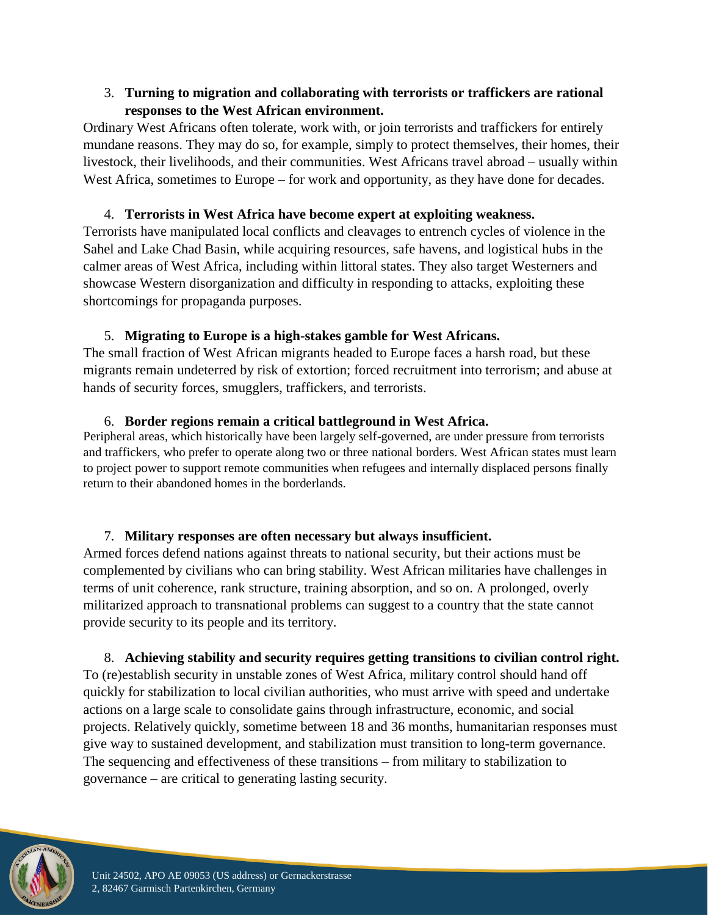3. **Turning to migration and collaborating with terrorists or traffickers are rational responses to the West African environment.**

Ordinary West Africans often tolerate, work with, or join terrorists and traffickers for entirely mundane reasons. They may do so, for example, simply to protect themselves, their homes, their livestock, their livelihoods, and their communities. West Africans travel abroad – usually within West Africa, sometimes to Europe – for work and opportunity, as they have done for decades.

4. **Terrorists in West Africa have become expert at exploiting weakness.**

Terrorists have manipulated local conflicts and cleavages to entrench cycles of violence in the Sahel and Lake Chad Basin, while acquiring resources, safe havens, and logistical hubs in the calmer areas of West Africa, including within littoral states. They also target Westerners and showcase Western disorganization and difficulty in responding to attacks, exploiting these shortcomings for propaganda purposes.

5. **Migrating to Europe is a high-stakes gamble for West Africans.**

The small fraction of West African migrants headed to Europe faces a harsh road, but these migrants remain undeterred by risk of extortion; forced recruitment into terrorism; and abuse at hands of security forces, smugglers, traffickers, and terrorists.

6. **Border regions remain a critical battleground in West Africa.**

Peripheral areas, which historically have been largely self-governed, are under pressure from terrorists and traffickers, who prefer to operate along two or three national borders. West African states must learn to project power to support remote communities when refugees and internally displaced persons finally return to their abandoned homes in the borderlands.

7. **Military responses are often necessary but always insufficient.**

Armed forces defend nations against threats to national security, but their actions must be complemented by civilians who can bring stability. West African militaries have challenges in terms of unit coherence, rank structure, training absorption, and so on. A prolonged, overly militarized approach to transnational problems can suggest to a country that the state cannot provide security to its people and its territory.

8. **Achieving stability and security requires getting transitions to civilian control right.**

To (re)establish security in unstable zones of West Africa, military control should hand off quickly for stabilization to local civilian authorities, who must arrive with speed and undertake actions on a large scale to consolidate gains through infrastructure, economic, and social projects. Relatively quickly, sometime between 18 and 36 months, humanitarian responses must give way to sustained development, and stabilization must transition to long-term governance. The sequencing and effectiveness of these transitions – from military to stabilization to governance – are critical to generating lasting security.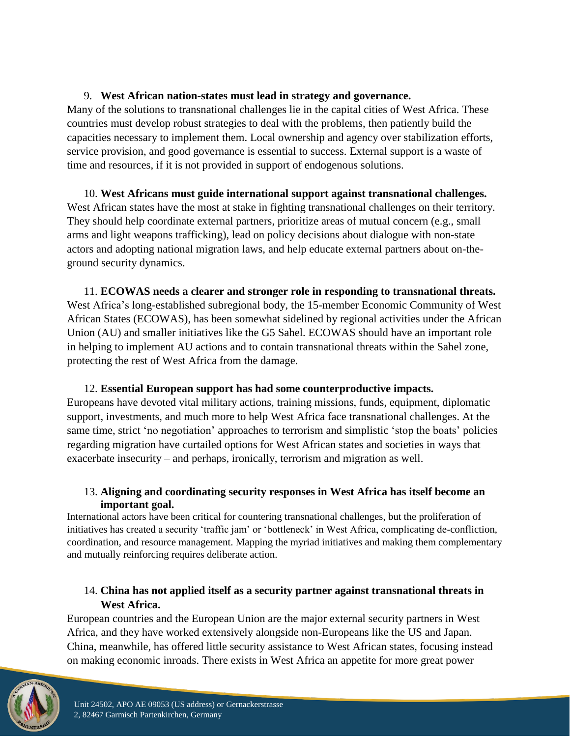9. **West African nation-states must lead in strategy and governance.**

Many of the solutions to transnational challenges lie in the capital cities of West Africa. These countries must develop robust strategies to deal with the problems, then patiently build the capacities necessary to implement them. Local ownership and agency over stabilization efforts, service provision, and good governance is essential to success. External support is a waste of time and resources, if it is not provided in support of endogenous solutions.

10. **West Africans must guide international support against transnational challenges.**

West African states have the most at stake in fighting transnational challenges on their territory. They should help coordinate external partners, prioritize areas of mutual concern (e.g., small arms and light weapons trafficking), lead on policy decisions about dialogue with non-state actors and adopting national migration laws, and help educate external partners about on-the-ground security dynamics.

11. **ECOWAS needs a clearer and stronger role in responding to transnational threats.**

West Africa's long-established subregional body, the 15-member Economic Community of West African States (ECOWAS), has been somewhat sidelined by regional activities under the African Union (AU) and smaller initiatives like the G5 Sahel. ECOWAS should have an important role in helping to implement AU actions and to contain transnational threats within the Sahel zone, protecting the rest of West Africa from the damage.

12. **Essential European support has had some counterproductive impacts.**

Europeans have devoted vital military actions, training missions, funds, equipment, diplomatic support, investments, and much more to help West Africa face transnational challenges. At the same time, strict 'no negotiation' approaches to terrorism and simplistic 'stop the boats' policies regarding migration have curtailed options for West African states and societies in ways that exacerbate insecurity – and perhaps, ironically, terrorism and migration as well.

13. **Aligning and coordinating security responses in West Africa has itself become an important goal.**

International actors have been critical for countering transnational challenges, but the proliferation of initiatives has created a security 'traffic jam' or 'bottleneck' in West Africa, complicating de-confliction, coordination, and resource management. Mapping the myriad initiatives and making them complementary and mutually reinforcing requires deliberate action.

14. **China has not applied itself as a security partner against transnational threats in West Africa.**

European countries and the European Union are the major external security partners in West Africa, and they have worked extensively alongside non-Europeans like the US and Japan. China, meanwhile, has offered little security assistance to West African states, focusing instead on making economic inroads. There exists in West Africa an appetite for more great power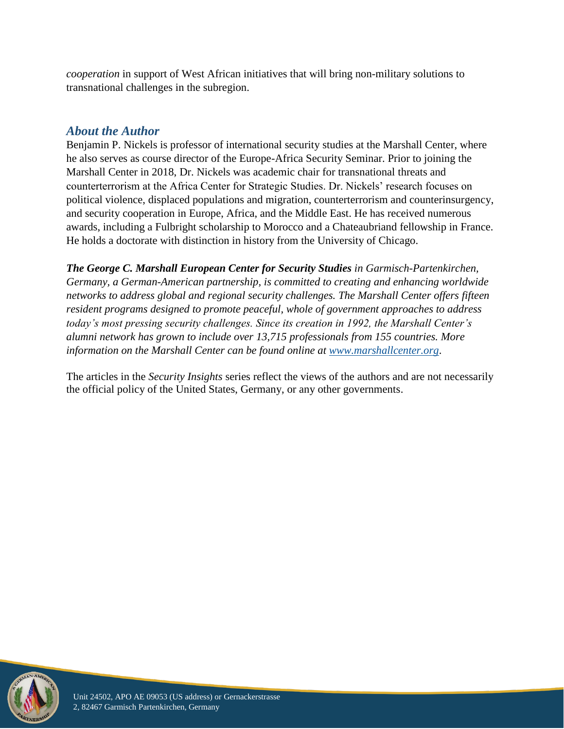*cooperation* in support of West African initiatives that will bring non-military solutions to transnational challenges in the subregion.

## *About the Author*

Benjamin P. Nickels is professor of international security studies at the Marshall Center, where he also serves as course director of the Europe-Africa Security Seminar. Prior to joining the Marshall Center in 2018, Dr. Nickels was academic chair for transnational threats and counterterrorism at the Africa Center for Strategic Studies. Dr. Nickels' research focuses on political violence, displaced populations and migration, counterterrorism and counterinsurgency, and security cooperation in Europe, Africa, and the Middle East. He has received numerous awards, including a Fulbright scholarship to Morocco and a Chateaubriand fellowship in France. He holds a doctorate with distinction in history from the University of Chicago.

***The George C. Marshall European Center for Security Studies*** *in Garmisch-Partenkirchen, Germany, a German-American partnership, is committed to creating and enhancing worldwide networks to address global and regional security challenges. The Marshall Center offers fifteen resident programs designed to promote peaceful, whole of government approaches to address today's most pressing security challenges. Since its creation in 1992, the Marshall Center's alumni network has grown to include over 13,715 professionals from 155 countries. More information on the Marshall Center can be found online at [www.marshallcenter.org](http://www.marshallcenter.org).*

The articles in the *Security Insights* series reflect the views of the authors and are not necessarily the official policy of the United States, Germany, or any other governments.

Unit 24502, APO AE 09053 (US address) or Gernackerstrasse 2, 82467 Garmisch Partenkirchen, Germany